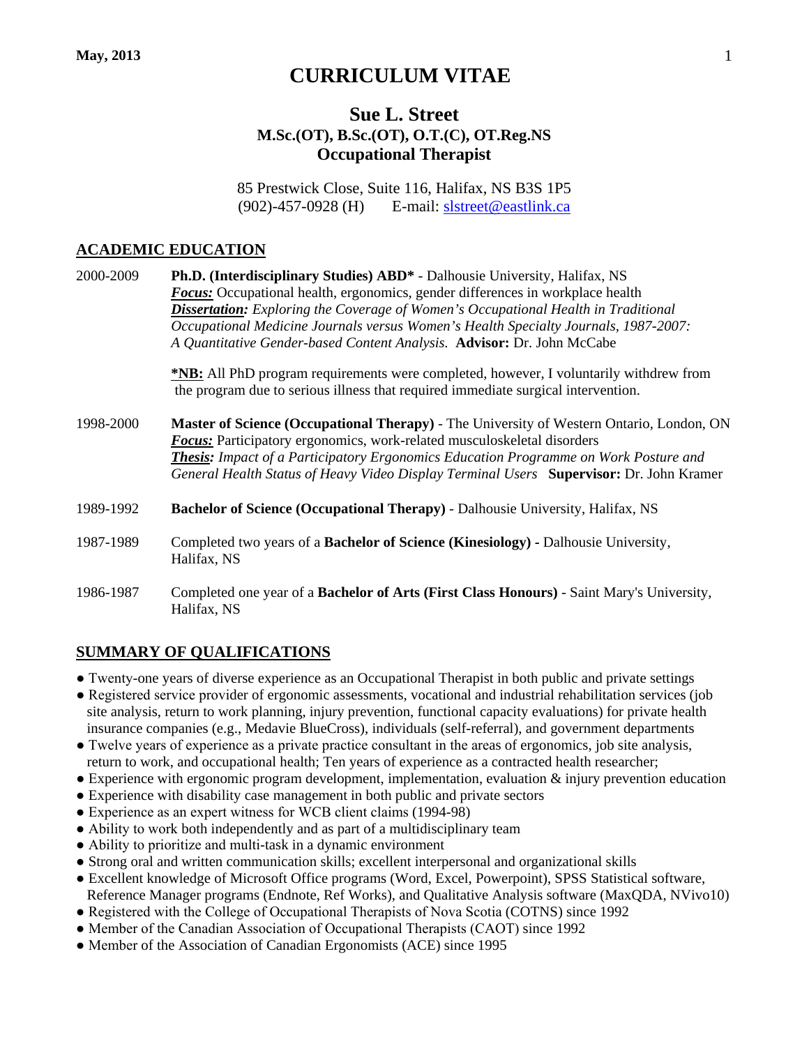May, 2013

# CURRICULUM VITAE

## Sue L. Street
### M.Sc.(OT), B.Sc.(OT), O.T.(C), OT.Reg.NS
### Occupational Therapist

85 Prestwick Close, Suite 116, Halifax, NS B3S 1P5
(902)-457-0928 (H)    E-mail: slstreet@eastlink.ca

## ACADEMIC EDUCATION

2000-2009 **Ph.D. (Interdisciplinary Studies) ABD*** - Dalhousie University, Halifax, NS
***Focus:*** Occupational health, ergonomics, gender differences in workplace health
***Dissertation:*** *Exploring the Coverage of Women's Occupational Health in Traditional Occupational Medicine Journals versus Women's Health Specialty Journals, 1987-2007: A Quantitative Gender-based Content Analysis.* **Advisor:** Dr. John McCabe

***NB:** All PhD program requirements were completed, however, I voluntarily withdrew from the program due to serious illness that required immediate surgical intervention.

1998-2000 **Master of Science (Occupational Therapy)** - The University of Western Ontario, London, ON
***Focus:*** Participatory ergonomics, work-related musculoskeletal disorders
***Thesis:*** *Impact of a Participatory Ergonomics Education Programme on Work Posture and General Health Status of Heavy Video Display Terminal Users* **Supervisor:** Dr. John Kramer

1989-1992 **Bachelor of Science (Occupational Therapy)** - Dalhousie University, Halifax, NS

1987-1989 Completed two years of a **Bachelor of Science (Kinesiology) -** Dalhousie University, Halifax, NS

1986-1987 Completed one year of a **Bachelor of Arts (First Class Honours)** - Saint Mary's University, Halifax, NS

## SUMMARY OF QUALIFICATIONS

- Twenty-one years of diverse experience as an Occupational Therapist in both public and private settings
- Registered service provider of ergonomic assessments, vocational and industrial rehabilitation services (job site analysis, return to work planning, injury prevention, functional capacity evaluations) for private health insurance companies (e.g., Medavie BlueCross), individuals (self-referral), and government departments
- Twelve years of experience as a private practice consultant in the areas of ergonomics, job site analysis, return to work, and occupational health; Ten years of experience as a contracted health researcher;
- Experience with ergonomic program development, implementation, evaluation & injury prevention education
- Experience with disability case management in both public and private sectors
- Experience as an expert witness for WCB client claims (1994-98)
- Ability to work both independently and as part of a multidisciplinary team
- Ability to prioritize and multi-task in a dynamic environment
- Strong oral and written communication skills; excellent interpersonal and organizational skills
- Excellent knowledge of Microsoft Office programs (Word, Excel, Powerpoint), SPSS Statistical software, Reference Manager programs (Endnote, Ref Works), and Qualitative Analysis software (MaxQDA, NVivo10)
- Registered with the College of Occupational Therapists of Nova Scotia (COTNS) since 1992
- Member of the Canadian Association of Occupational Therapists (CAOT) since 1992
- Member of the Association of Canadian Ergonomists (ACE) since 1995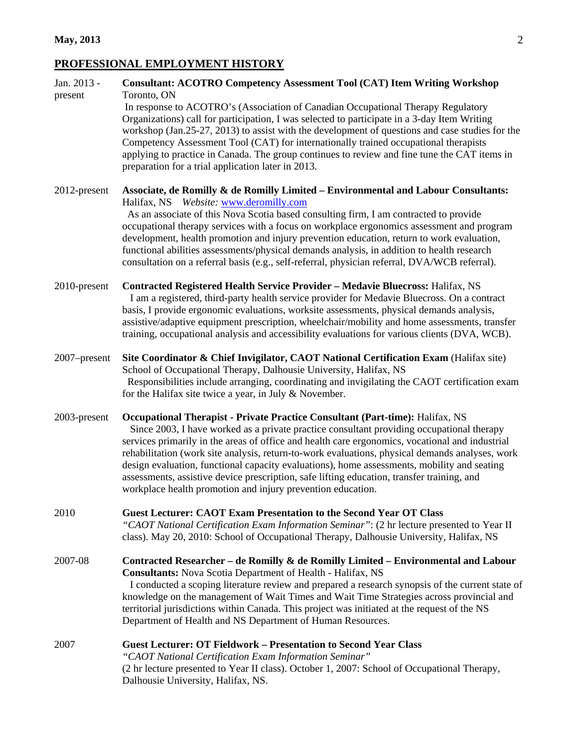## PROFESSIONAL EMPLOYMENT HISTORY

Jan. 2013 - present **Consultant: ACOTRO Competency Assessment Tool (CAT) Item Writing Workshop**
Toronto, ON
In response to ACOTRO's (Association of Canadian Occupational Therapy Regulatory Organizations) call for participation, I was selected to participate in a 3-day Item Writing workshop (Jan.25-27, 2013) to assist with the development of questions and case studies for the Competency Assessment Tool (CAT) for internationally trained occupational therapists applying to practice in Canada. The group continues to review and fine tune the CAT items in preparation for a trial application later in 2013.

2012-present **Associate, de Romilly & de Romilly Limited – Environmental and Labour Consultants:**
Halifax, NS *Website:* www.deromilly.com
As an associate of this Nova Scotia based consulting firm, I am contracted to provide occupational therapy services with a focus on workplace ergonomics assessment and program development, health promotion and injury prevention education, return to work evaluation, functional abilities assessments/physical demands analysis, in addition to health research consultation on a referral basis (e.g., self-referral, physician referral, DVA/WCB referral).

2010-present **Contracted Registered Health Service Provider – Medavie Bluecross:** Halifax, NS
I am a registered, third-party health service provider for Medavie Bluecross. On a contract basis, I provide ergonomic evaluations, worksite assessments, physical demands analysis, assistive/adaptive equipment prescription, wheelchair/mobility and home assessments, transfer training, occupational analysis and accessibility evaluations for various clients (DVA, WCB).

2007–present **Site Coordinator & Chief Invigilator, CAOT National Certification Exam** (Halifax site)
School of Occupational Therapy, Dalhousie University, Halifax, NS
Responsibilities include arranging, coordinating and invigilating the CAOT certification exam for the Halifax site twice a year, in July & November.

2003-present **Occupational Therapist - Private Practice Consultant (Part-time):** Halifax, NS
Since 2003, I have worked as a private practice consultant providing occupational therapy services primarily in the areas of office and health care ergonomics, vocational and industrial rehabilitation (work site analysis, return-to-work evaluations, physical demands analyses, work design evaluation, functional capacity evaluations), home assessments, mobility and seating assessments, assistive device prescription, safe lifting education, transfer training, and workplace health promotion and injury prevention education.

2010 **Guest Lecturer: CAOT Exam Presentation to the Second Year OT Class**
*"CAOT National Certification Exam Information Seminar"*: (2 hr lecture presented to Year II class). May 20, 2010: School of Occupational Therapy, Dalhousie University, Halifax, NS

2007-08 **Contracted Researcher – de Romilly & de Romilly Limited – Environmental and Labour Consultants:** Nova Scotia Department of Health - Halifax, NS
I conducted a scoping literature review and prepared a research synopsis of the current state of knowledge on the management of Wait Times and Wait Time Strategies across provincial and territorial jurisdictions within Canada. This project was initiated at the request of the NS Department of Health and NS Department of Human Resources.

2007 **Guest Lecturer: OT Fieldwork – Presentation to Second Year Class**
*"CAOT National Certification Exam Information Seminar"*
(2 hr lecture presented to Year II class). October 1, 2007: School of Occupational Therapy, Dalhousie University, Halifax, NS.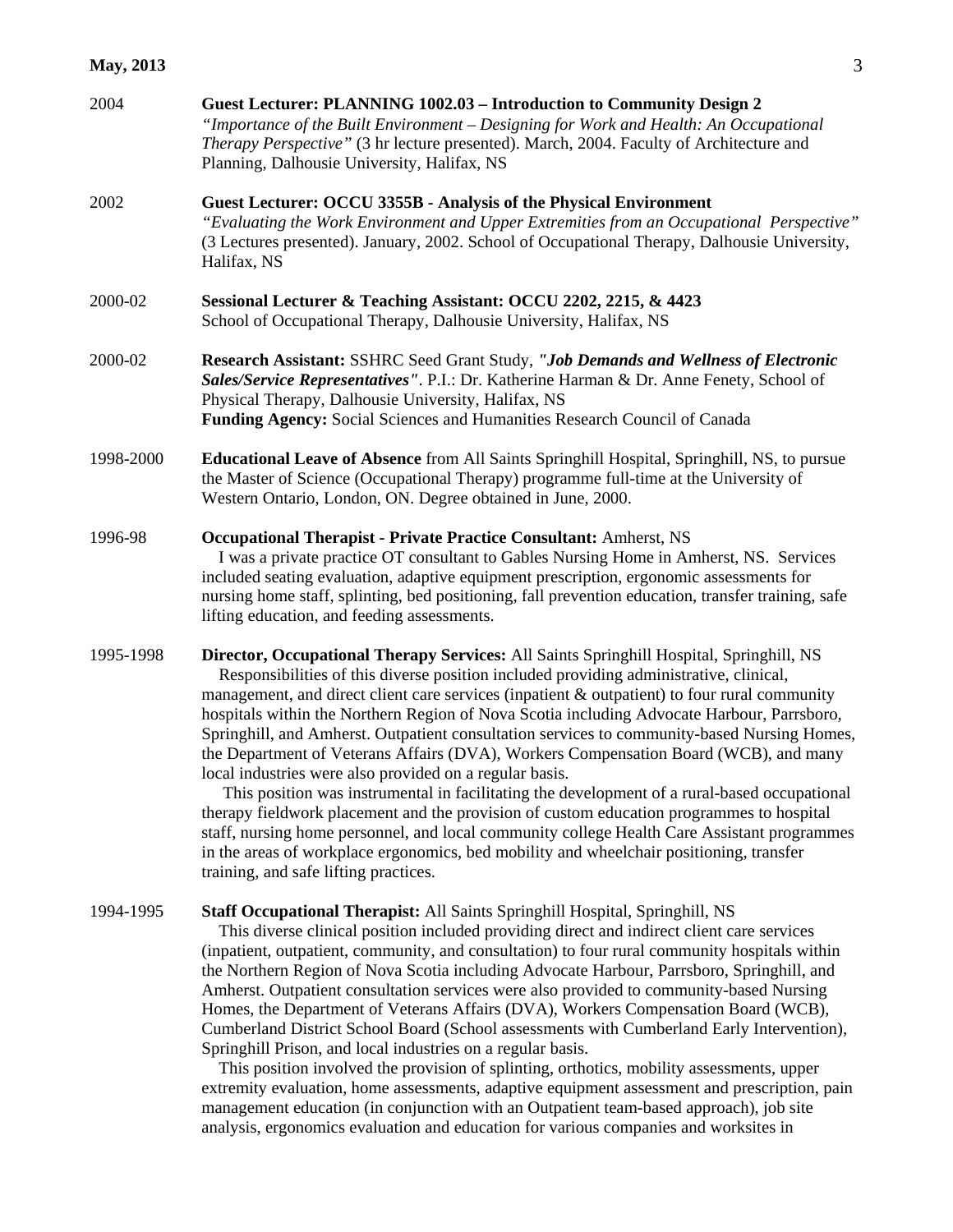2004 **Guest Lecturer: PLANNING 1002.03 – Introduction to Community Design 2**
*"Importance of the Built Environment – Designing for Work and Health: An Occupational Therapy Perspective"* (3 hr lecture presented). March, 2004. Faculty of Architecture and Planning, Dalhousie University, Halifax, NS

2002 **Guest Lecturer: OCCU 3355B - Analysis of the Physical Environment**
*"Evaluating the Work Environment and Upper Extremities from an Occupational Perspective"* (3 Lectures presented). January, 2002. School of Occupational Therapy, Dalhousie University, Halifax, NS

2000-02 **Sessional Lecturer & Teaching Assistant: OCCU 2202, 2215, & 4423**
School of Occupational Therapy, Dalhousie University, Halifax, NS

2000-02 **Research Assistant:** SSHRC Seed Grant Study, ***"Job Demands and Wellness of Electronic Sales/Service Representatives"***. P.I.: Dr. Katherine Harman & Dr. Anne Fenety, School of Physical Therapy, Dalhousie University, Halifax, NS
**Funding Agency:** Social Sciences and Humanities Research Council of Canada

1998-2000 **Educational Leave of Absence** from All Saints Springhill Hospital, Springhill, NS, to pursue the Master of Science (Occupational Therapy) programme full-time at the University of Western Ontario, London, ON. Degree obtained in June, 2000.

1996-98 **Occupational Therapist - Private Practice Consultant:** Amherst, NS
I was a private practice OT consultant to Gables Nursing Home in Amherst, NS. Services included seating evaluation, adaptive equipment prescription, ergonomic assessments for nursing home staff, splinting, bed positioning, fall prevention education, transfer training, safe lifting education, and feeding assessments.

1995-1998 **Director, Occupational Therapy Services:** All Saints Springhill Hospital, Springhill, NS
Responsibilities of this diverse position included providing administrative, clinical, management, and direct client care services (inpatient & outpatient) to four rural community hospitals within the Northern Region of Nova Scotia including Advocate Harbour, Parrsboro, Springhill, and Amherst. Outpatient consultation services to community-based Nursing Homes, the Department of Veterans Affairs (DVA), Workers Compensation Board (WCB), and many local industries were also provided on a regular basis.
This position was instrumental in facilitating the development of a rural-based occupational therapy fieldwork placement and the provision of custom education programmes to hospital staff, nursing home personnel, and local community college Health Care Assistant programmes in the areas of workplace ergonomics, bed mobility and wheelchair positioning, transfer training, and safe lifting practices.

1994-1995 **Staff Occupational Therapist:** All Saints Springhill Hospital, Springhill, NS
This diverse clinical position included providing direct and indirect client care services (inpatient, outpatient, community, and consultation) to four rural community hospitals within the Northern Region of Nova Scotia including Advocate Harbour, Parrsboro, Springhill, and Amherst. Outpatient consultation services were also provided to community-based Nursing Homes, the Department of Veterans Affairs (DVA), Workers Compensation Board (WCB), Cumberland District School Board (School assessments with Cumberland Early Intervention), Springhill Prison, and local industries on a regular basis.
This position involved the provision of splinting, orthotics, mobility assessments, upper extremity evaluation, home assessments, adaptive equipment assessment and prescription, pain management education (in conjunction with an Outpatient team-based approach), job site analysis, ergonomics evaluation and education for various companies and worksites in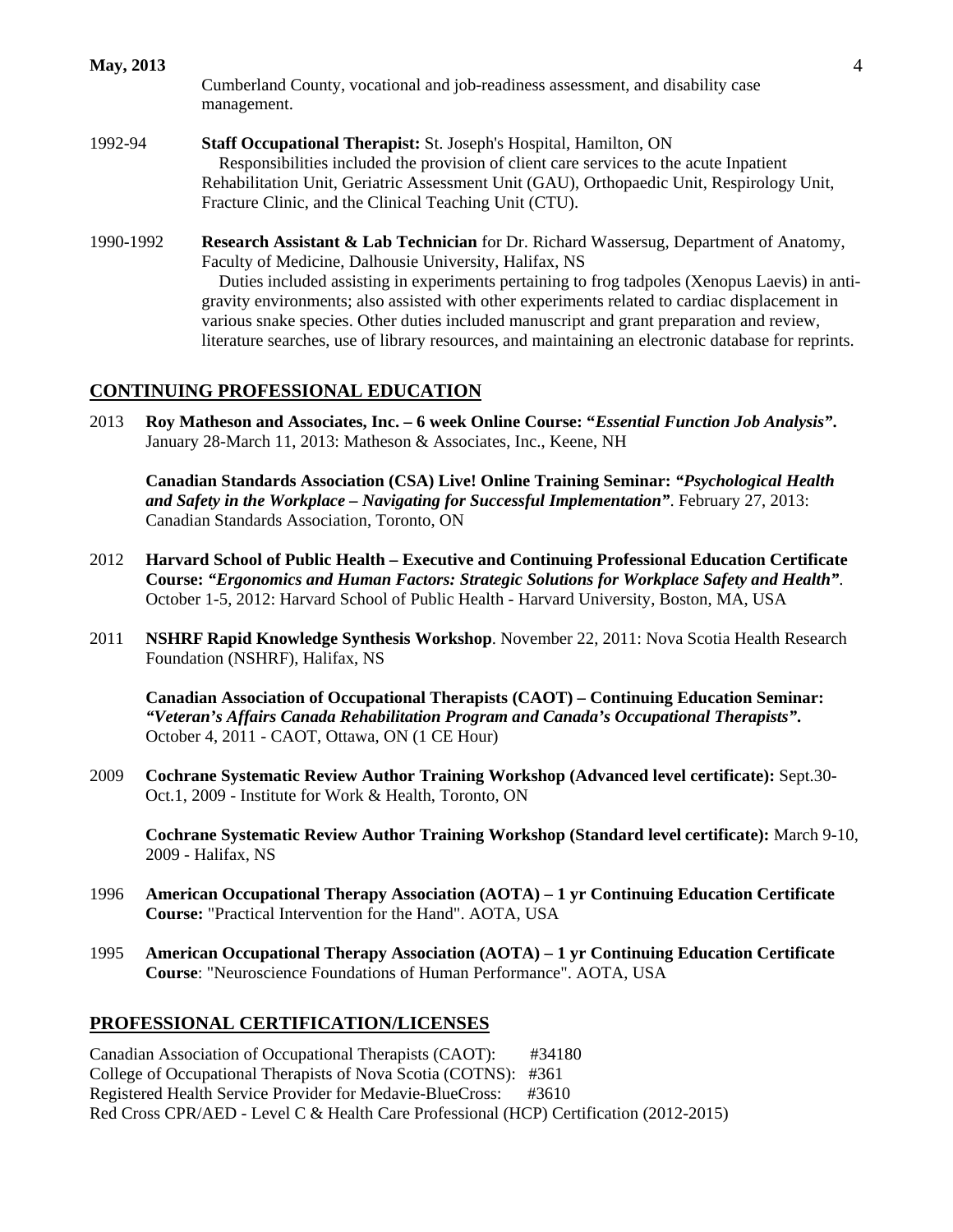Cumberland County, vocational and job-readiness assessment, and disability case management.

1992-94 **Staff Occupational Therapist:** St. Joseph's Hospital, Hamilton, ON
Responsibilities included the provision of client care services to the acute Inpatient Rehabilitation Unit, Geriatric Assessment Unit (GAU), Orthopaedic Unit, Respirology Unit, Fracture Clinic, and the Clinical Teaching Unit (CTU).

1990-1992 **Research Assistant & Lab Technician** for Dr. Richard Wassersug, Department of Anatomy, Faculty of Medicine, Dalhousie University, Halifax, NS
Duties included assisting in experiments pertaining to frog tadpoles (Xenopus Laevis) in anti-gravity environments; also assisted with other experiments related to cardiac displacement in various snake species. Other duties included manuscript and grant preparation and review, literature searches, use of library resources, and maintaining an electronic database for reprints.

## CONTINUING PROFESSIONAL EDUCATION

2013 **Roy Matheson and Associates, Inc. – 6 week Online Course: "*Essential Function Job Analysis*".** January 28-March 11, 2013: Matheson & Associates, Inc., Keene, NH

**Canadian Standards Association (CSA) Live! Online Training Seminar: *"Psychological Health and Safety in the Workplace – Navigating for Successful Implementation"***. February 27, 2013: Canadian Standards Association, Toronto, ON

2012 **Harvard School of Public Health – Executive and Continuing Professional Education Certificate Course: *"Ergonomics and Human Factors: Strategic Solutions for Workplace Safety and Health"***. October 1-5, 2012: Harvard School of Public Health - Harvard University, Boston, MA, USA

2011 **NSHRF Rapid Knowledge Synthesis Workshop**. November 22, 2011: Nova Scotia Health Research Foundation (NSHRF), Halifax, NS

**Canadian Association of Occupational Therapists (CAOT) – Continuing Education Seminar: *"Veteran's Affairs Canada Rehabilitation Program and Canada's Occupational Therapists".*** October 4, 2011 - CAOT, Ottawa, ON (1 CE Hour)

2009 **Cochrane Systematic Review Author Training Workshop (Advanced level certificate):** Sept.30-Oct.1, 2009 - Institute for Work & Health, Toronto, ON

**Cochrane Systematic Review Author Training Workshop (Standard level certificate):** March 9-10, 2009 - Halifax, NS

1996 **American Occupational Therapy Association (AOTA) – 1 yr Continuing Education Certificate Course:** "Practical Intervention for the Hand". AOTA, USA

1995 **American Occupational Therapy Association (AOTA) – 1 yr Continuing Education Certificate Course**: "Neuroscience Foundations of Human Performance". AOTA, USA

## PROFESSIONAL CERTIFICATION/LICENSES

Canadian Association of Occupational Therapists (CAOT): #34180
College of Occupational Therapists of Nova Scotia (COTNS): #361
Registered Health Service Provider for Medavie-BlueCross: #3610
Red Cross CPR/AED - Level C & Health Care Professional (HCP) Certification (2012-2015)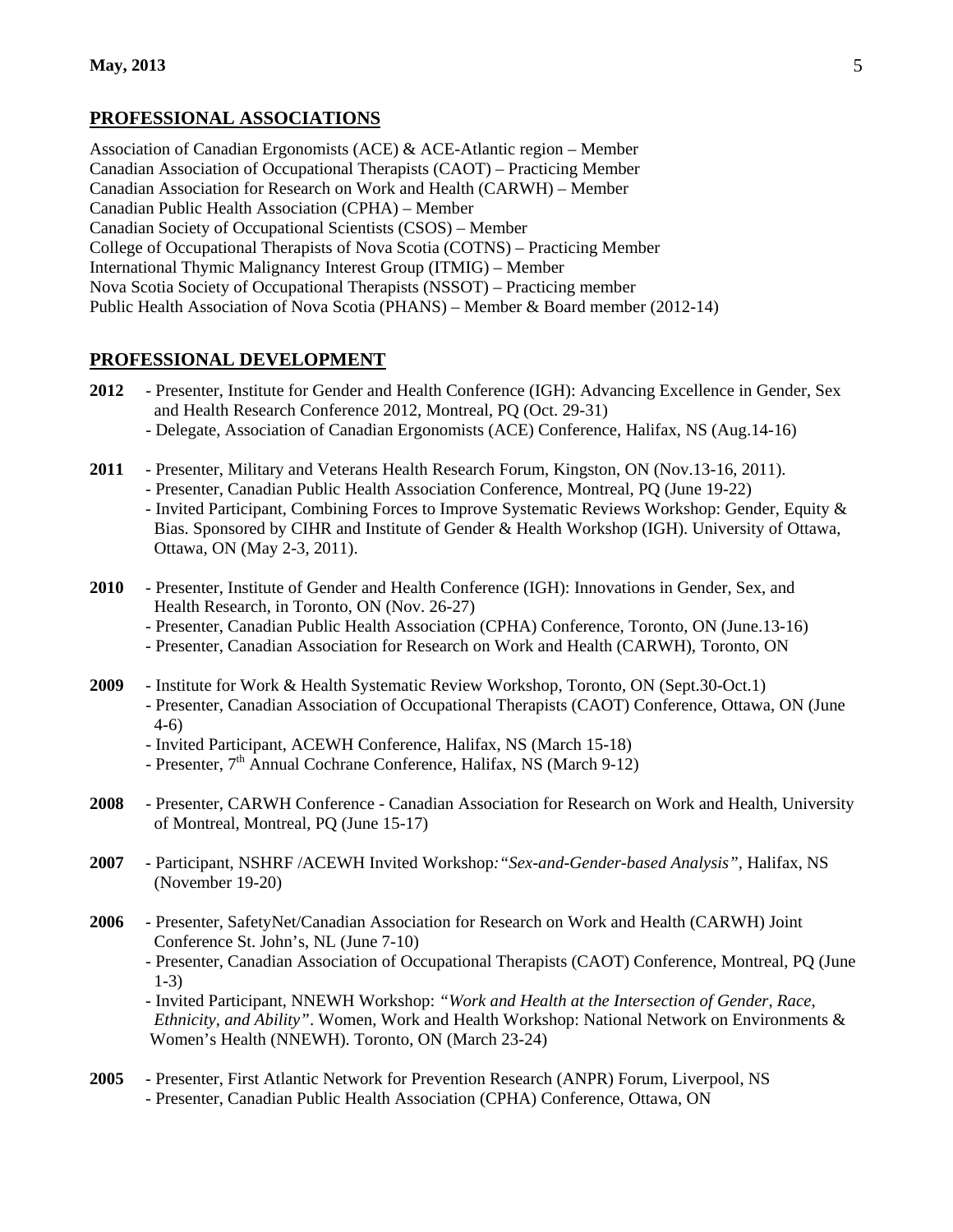## PROFESSIONAL ASSOCIATIONS

Association of Canadian Ergonomists (ACE) & ACE-Atlantic region – Member
Canadian Association of Occupational Therapists (CAOT) – Practicing Member
Canadian Association for Research on Work and Health (CARWH) – Member
Canadian Public Health Association (CPHA) – Member
Canadian Society of Occupational Scientists (CSOS) – Member
College of Occupational Therapists of Nova Scotia (COTNS) – Practicing Member
International Thymic Malignancy Interest Group (ITMIG) – Member
Nova Scotia Society of Occupational Therapists (NSSOT) – Practicing member
Public Health Association of Nova Scotia (PHANS) – Member & Board member (2012-14)

## PROFESSIONAL DEVELOPMENT

**2012**
- Presenter, Institute for Gender and Health Conference (IGH): Advancing Excellence in Gender, Sex and Health Research Conference 2012, Montreal, PQ (Oct. 29-31)
- Delegate, Association of Canadian Ergonomists (ACE) Conference, Halifax, NS (Aug.14-16)

**2011**
- Presenter, Military and Veterans Health Research Forum, Kingston, ON (Nov.13-16, 2011).
- Presenter, Canadian Public Health Association Conference, Montreal, PQ (June 19-22)
- Invited Participant, Combining Forces to Improve Systematic Reviews Workshop: Gender, Equity & Bias. Sponsored by CIHR and Institute of Gender & Health Workshop (IGH). University of Ottawa, Ottawa, ON (May 2-3, 2011).

**2010**
- Presenter, Institute of Gender and Health Conference (IGH): Innovations in Gender, Sex, and Health Research, in Toronto, ON (Nov. 26-27)
- Presenter, Canadian Public Health Association (CPHA) Conference, Toronto, ON (June.13-16)
- Presenter, Canadian Association for Research on Work and Health (CARWH), Toronto, ON

**2009**
- Institute for Work & Health Systematic Review Workshop, Toronto, ON (Sept.30-Oct.1)
- Presenter, Canadian Association of Occupational Therapists (CAOT) Conference, Ottawa, ON (June 4-6)
- Invited Participant, ACEWH Conference, Halifax, NS (March 15-18)
- Presenter, 7th Annual Cochrane Conference, Halifax, NS (March 9-12)

**2008**
- Presenter, CARWH Conference - Canadian Association for Research on Work and Health, University of Montreal, Montreal, PQ (June 15-17)

**2007**
- Participant, NSHRF /ACEWH Invited Workshop: *"Sex-and-Gender-based Analysis"*, Halifax, NS (November 19-20)

**2006**
- Presenter, SafetyNet/Canadian Association for Research on Work and Health (CARWH) Joint Conference St. John's, NL (June 7-10)
- Presenter, Canadian Association of Occupational Therapists (CAOT) Conference, Montreal, PQ (June 1-3)
- Invited Participant, NNEWH Workshop: *"Work and Health at the Intersection of Gender, Race, Ethnicity, and Ability"*. Women, Work and Health Workshop: National Network on Environments & Women's Health (NNEWH). Toronto, ON (March 23-24)

**2005**
- Presenter, First Atlantic Network for Prevention Research (ANPR) Forum, Liverpool, NS
- Presenter, Canadian Public Health Association (CPHA) Conference, Ottawa, ON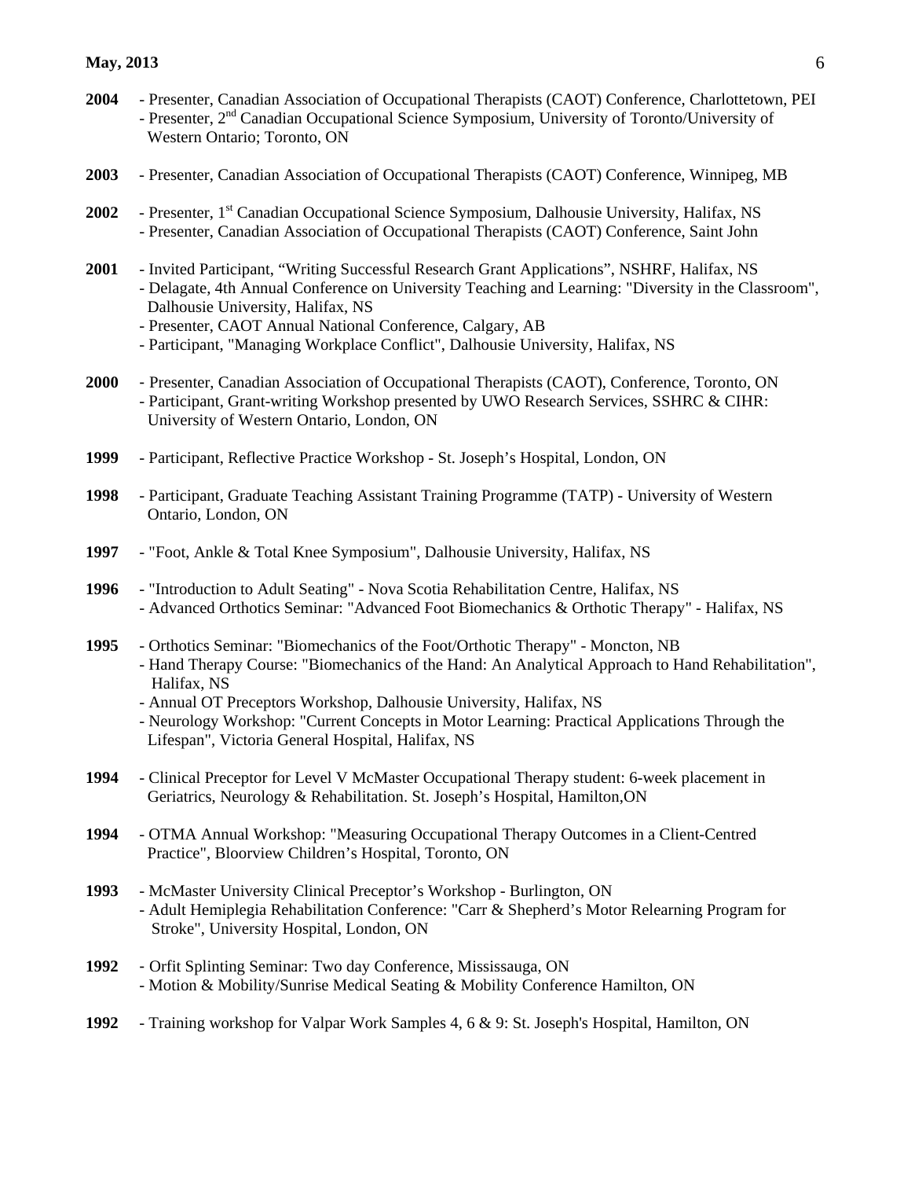**2004** - Presenter, Canadian Association of Occupational Therapists (CAOT) Conference, Charlottetown, PEI
- Presenter, 2nd Canadian Occupational Science Symposium, University of Toronto/University of Western Ontario; Toronto, ON

**2003** - Presenter, Canadian Association of Occupational Therapists (CAOT) Conference, Winnipeg, MB

**2002** - Presenter, 1st Canadian Occupational Science Symposium, Dalhousie University, Halifax, NS
- Presenter, Canadian Association of Occupational Therapists (CAOT) Conference, Saint John

**2001** - Invited Participant, "Writing Successful Research Grant Applications", NSHRF, Halifax, NS
- Delagate, 4th Annual Conference on University Teaching and Learning: "Diversity in the Classroom", Dalhousie University, Halifax, NS
- Presenter, CAOT Annual National Conference, Calgary, AB
- Participant, "Managing Workplace Conflict", Dalhousie University, Halifax, NS

**2000** - Presenter, Canadian Association of Occupational Therapists (CAOT), Conference, Toronto, ON
- Participant, Grant-writing Workshop presented by UWO Research Services, SSHRC & CIHR: University of Western Ontario, London, ON

**1999** - Participant, Reflective Practice Workshop - St. Joseph's Hospital, London, ON

**1998** - Participant, Graduate Teaching Assistant Training Programme (TATP) - University of Western Ontario, London, ON

**1997** - "Foot, Ankle & Total Knee Symposium", Dalhousie University, Halifax, NS

**1996** - "Introduction to Adult Seating" - Nova Scotia Rehabilitation Centre, Halifax, NS
- Advanced Orthotics Seminar: "Advanced Foot Biomechanics & Orthotic Therapy" - Halifax, NS

**1995** - Orthotics Seminar: "Biomechanics of the Foot/Orthotic Therapy" - Moncton, NB
- Hand Therapy Course: "Biomechanics of the Hand: An Analytical Approach to Hand Rehabilitation", Halifax, NS
- Annual OT Preceptors Workshop, Dalhousie University, Halifax, NS
- Neurology Workshop: "Current Concepts in Motor Learning: Practical Applications Through the Lifespan", Victoria General Hospital, Halifax, NS

**1994** - Clinical Preceptor for Level V McMaster Occupational Therapy student: 6-week placement in Geriatrics, Neurology & Rehabilitation. St. Joseph's Hospital, Hamilton,ON

**1994** - OTMA Annual Workshop: "Measuring Occupational Therapy Outcomes in a Client-Centred Practice", Bloorview Children's Hospital, Toronto, ON

**1993** - McMaster University Clinical Preceptor's Workshop - Burlington, ON
- Adult Hemiplegia Rehabilitation Conference: "Carr & Shepherd's Motor Relearning Program for Stroke", University Hospital, London, ON

**1992** - Orfit Splinting Seminar: Two day Conference, Mississauga, ON
- Motion & Mobility/Sunrise Medical Seating & Mobility Conference Hamilton, ON

**1992** - Training workshop for Valpar Work Samples 4, 6 & 9: St. Joseph's Hospital, Hamilton, ON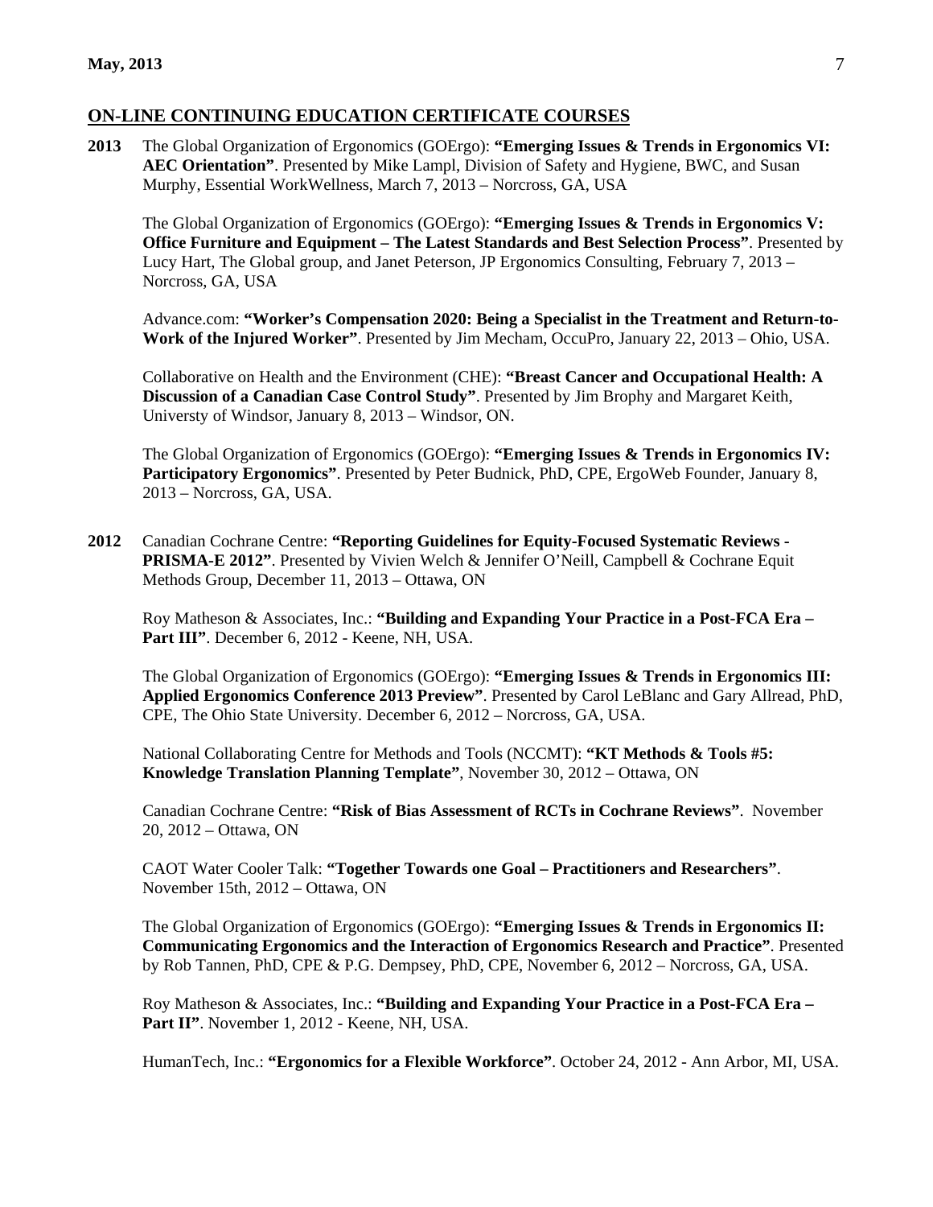## ON-LINE CONTINUING EDUCATION CERTIFICATE COURSES

**2013** The Global Organization of Ergonomics (GOErgo): **"Emerging Issues & Trends in Ergonomics VI: AEC Orientation"**. Presented by Mike Lampl, Division of Safety and Hygiene, BWC, and Susan Murphy, Essential WorkWellness, March 7, 2013 – Norcross, GA, USA

The Global Organization of Ergonomics (GOErgo): **"Emerging Issues & Trends in Ergonomics V: Office Furniture and Equipment – The Latest Standards and Best Selection Process"**. Presented by Lucy Hart, The Global group, and Janet Peterson, JP Ergonomics Consulting, February 7, 2013 – Norcross, GA, USA

Advance.com: **"Worker's Compensation 2020: Being a Specialist in the Treatment and Return-to-Work of the Injured Worker"**. Presented by Jim Mecham, OccuPro, January 22, 2013 – Ohio, USA.

Collaborative on Health and the Environment (CHE): **"Breast Cancer and Occupational Health: A Discussion of a Canadian Case Control Study"**. Presented by Jim Brophy and Margaret Keith, Universty of Windsor, January 8, 2013 – Windsor, ON.

The Global Organization of Ergonomics (GOErgo): **"Emerging Issues & Trends in Ergonomics IV: Participatory Ergonomics"**. Presented by Peter Budnick, PhD, CPE, ErgoWeb Founder, January 8, 2013 – Norcross, GA, USA.

**2012** Canadian Cochrane Centre: **"Reporting Guidelines for Equity-Focused Systematic Reviews - PRISMA-E 2012"**. Presented by Vivien Welch & Jennifer O'Neill, Campbell & Cochrane Equit Methods Group, December 11, 2013 – Ottawa, ON

Roy Matheson & Associates, Inc.: **"Building and Expanding Your Practice in a Post-FCA Era – Part III"**. December 6, 2012 - Keene, NH, USA.

The Global Organization of Ergonomics (GOErgo): **"Emerging Issues & Trends in Ergonomics III: Applied Ergonomics Conference 2013 Preview"**. Presented by Carol LeBlanc and Gary Allread, PhD, CPE, The Ohio State University. December 6, 2012 – Norcross, GA, USA.

National Collaborating Centre for Methods and Tools (NCCMT): **"KT Methods & Tools #5: Knowledge Translation Planning Template"**, November 30, 2012 – Ottawa, ON

Canadian Cochrane Centre: **"Risk of Bias Assessment of RCTs in Cochrane Reviews"**. November 20, 2012 – Ottawa, ON

CAOT Water Cooler Talk: **"Together Towards one Goal – Practitioners and Researchers"**. November 15th, 2012 – Ottawa, ON

The Global Organization of Ergonomics (GOErgo): **"Emerging Issues & Trends in Ergonomics II: Communicating Ergonomics and the Interaction of Ergonomics Research and Practice"**. Presented by Rob Tannen, PhD, CPE & P.G. Dempsey, PhD, CPE, November 6, 2012 – Norcross, GA, USA.

Roy Matheson & Associates, Inc.: **"Building and Expanding Your Practice in a Post-FCA Era – Part II"**. November 1, 2012 - Keene, NH, USA.

HumanTech, Inc.: **"Ergonomics for a Flexible Workforce"**. October 24, 2012 - Ann Arbor, MI, USA.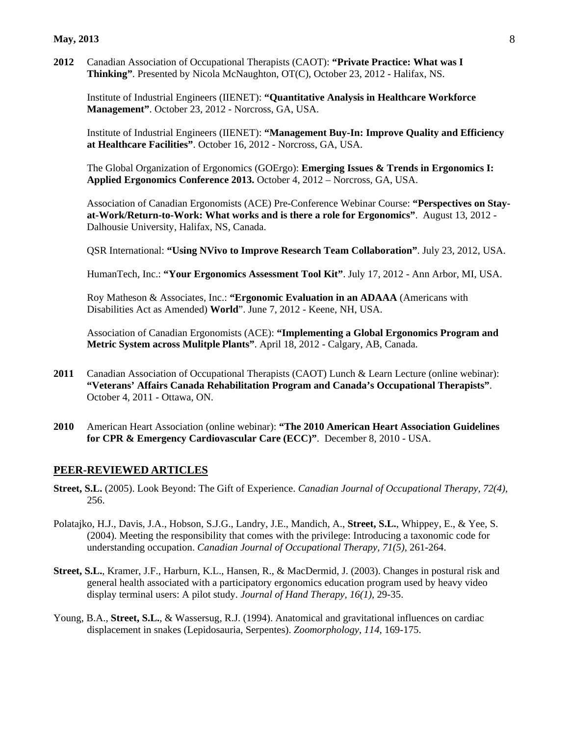**2012** Canadian Association of Occupational Therapists (CAOT): **"Private Practice: What was I Thinking"**. Presented by Nicola McNaughton, OT(C), October 23, 2012 - Halifax, NS.

Institute of Industrial Engineers (IIENET): **"Quantitative Analysis in Healthcare Workforce Management"**. October 23, 2012 - Norcross, GA, USA.

Institute of Industrial Engineers (IIENET): **"Management Buy-In: Improve Quality and Efficiency at Healthcare Facilities"**. October 16, 2012 - Norcross, GA, USA.

The Global Organization of Ergonomics (GOErgo): **Emerging Issues & Trends in Ergonomics I: Applied Ergonomics Conference 2013.** October 4, 2012 – Norcross, GA, USA.

Association of Canadian Ergonomists (ACE) Pre-Conference Webinar Course: **"Perspectives on Stay-at-Work/Return-to-Work: What works and is there a role for Ergonomics"**. August 13, 2012 - Dalhousie University, Halifax, NS, Canada.

QSR International: **"Using NVivo to Improve Research Team Collaboration"**. July 23, 2012, USA.

HumanTech, Inc.: **"Your Ergonomics Assessment Tool Kit"**. July 17, 2012 - Ann Arbor, MI, USA.

Roy Matheson & Associates, Inc.: **"Ergonomic Evaluation in an ADAAA** (Americans with Disabilities Act as Amended) **World**". June 7, 2012 - Keene, NH, USA.

Association of Canadian Ergonomists (ACE): **"Implementing a Global Ergonomics Program and Metric System across Mulitple Plants"**. April 18, 2012 - Calgary, AB, Canada.

**2011** Canadian Association of Occupational Therapists (CAOT) Lunch & Learn Lecture (online webinar): **"Veterans' Affairs Canada Rehabilitation Program and Canada's Occupational Therapists"**. October 4, 2011 - Ottawa, ON.

**2010** American Heart Association (online webinar): **"The 2010 American Heart Association Guidelines for CPR & Emergency Cardiovascular Care (ECC)"**. December 8, 2010 - USA.

## PEER-REVIEWED ARTICLES

**Street, S.L.** (2005). Look Beyond: The Gift of Experience. *Canadian Journal of Occupational Therapy, 72(4),* 256.

Polatajko, H.J., Davis, J.A., Hobson, S.J.G., Landry, J.E., Mandich, A., **Street, S.L.**, Whippey, E., & Yee, S. (2004). Meeting the responsibility that comes with the privilege: Introducing a taxonomic code for understanding occupation. *Canadian Journal of Occupational Therapy, 71(5)*, 261-264.

**Street, S.L.**, Kramer, J.F., Harburn, K.L., Hansen, R., & MacDermid, J. (2003). Changes in postural risk and general health associated with a participatory ergonomics education program used by heavy video display terminal users: A pilot study. *Journal of Hand Therapy, 16(1)*, 29-35.

Young, B.A., **Street, S.L.**, & Wassersug, R.J. (1994). Anatomical and gravitational influences on cardiac displacement in snakes (Lepidosauria, Serpentes). *Zoomorphology, 114*, 169-175.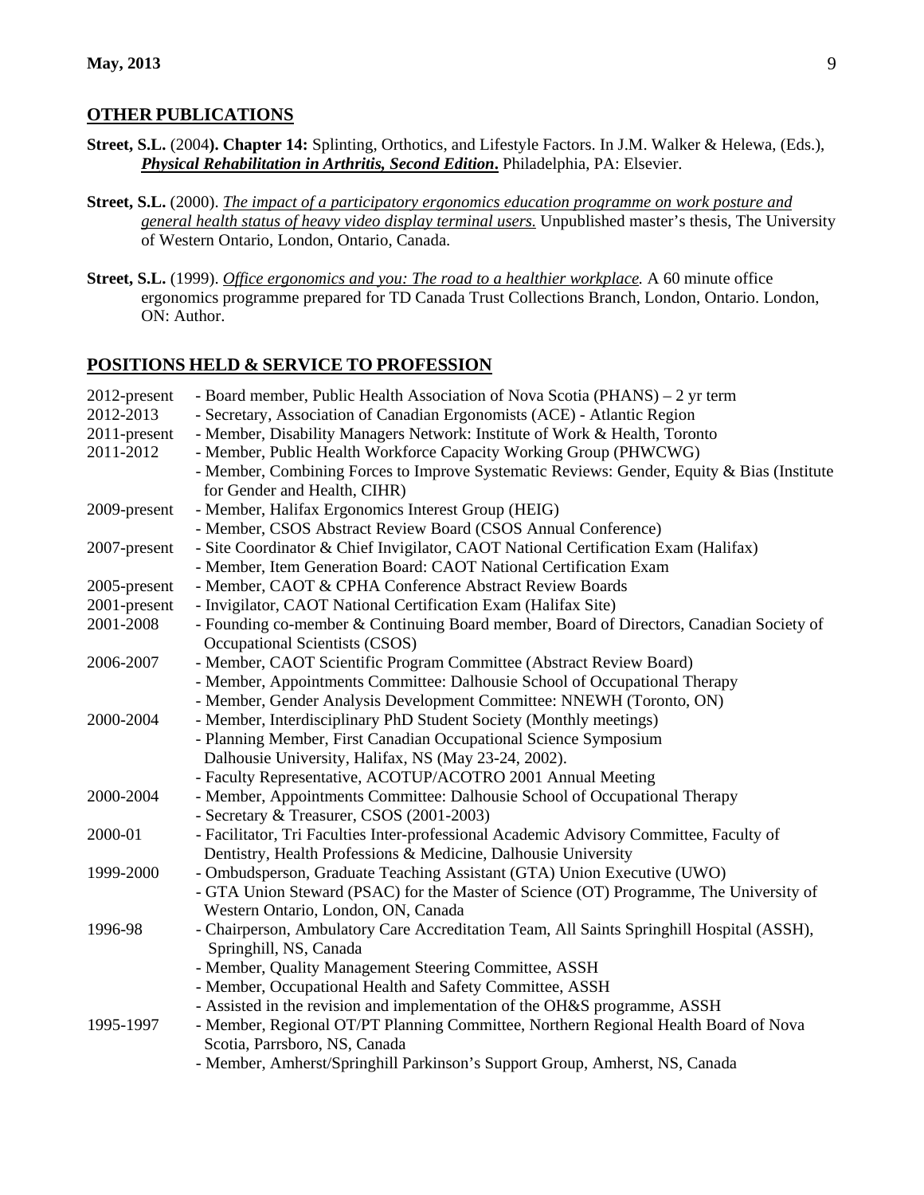## OTHER PUBLICATIONS

**Street, S.L.** (2004**). Chapter 14:** Splinting, Orthotics, and Lifestyle Factors. In J.M. Walker & Helewa, (Eds.), ***Physical Rehabilitation in Arthritis, Second Edition*.** Philadelphia, PA: Elsevier.

**Street, S.L.** (2000). *The impact of a participatory ergonomics education programme on work posture and general health status of heavy video display terminal users.* Unpublished master's thesis, The University of Western Ontario, London, Ontario, Canada.

**Street, S.L.** (1999). *Office ergonomics and you: The road to a healthier workplace.* A 60 minute office ergonomics programme prepared for TD Canada Trust Collections Branch, London, Ontario. London, ON: Author.

## POSITIONS HELD & SERVICE TO PROFESSION

| | |
|---|---|
| 2012-present | - Board member, Public Health Association of Nova Scotia (PHANS) – 2 yr term |
| 2012-2013 | - Secretary, Association of Canadian Ergonomists (ACE) - Atlantic Region |
| 2011-present | - Member, Disability Managers Network: Institute of Work & Health, Toronto |
| 2011-2012 | - Member, Public Health Workforce Capacity Working Group (PHWCWG) |
| | - Member, Combining Forces to Improve Systematic Reviews: Gender, Equity & Bias (Institute for Gender and Health, CIHR) |
| 2009-present | - Member, Halifax Ergonomics Interest Group (HEIG) |
| | - Member, CSOS Abstract Review Board (CSOS Annual Conference) |
| 2007-present | - Site Coordinator & Chief Invigilator, CAOT National Certification Exam (Halifax) |
| | - Member, Item Generation Board: CAOT National Certification Exam |
| 2005-present | - Member, CAOT & CPHA Conference Abstract Review Boards |
| 2001-present | - Invigilator, CAOT National Certification Exam (Halifax Site) |
| 2001-2008 | - Founding co-member & Continuing Board member, Board of Directors, Canadian Society of Occupational Scientists (CSOS) |
| 2006-2007 | - Member, CAOT Scientific Program Committee (Abstract Review Board) |
| | - Member, Appointments Committee: Dalhousie School of Occupational Therapy |
| | - Member, Gender Analysis Development Committee: NNEWH (Toronto, ON) |
| 2000-2004 | - Member, Interdisciplinary PhD Student Society (Monthly meetings) |
| | - Planning Member, First Canadian Occupational Science Symposium Dalhousie University, Halifax, NS (May 23-24, 2002). |
| | - Faculty Representative, ACOTUP/ACOTRO 2001 Annual Meeting |
| 2000-2004 | - Member, Appointments Committee: Dalhousie School of Occupational Therapy |
| | - Secretary & Treasurer, CSOS (2001-2003) |
| 2000-01 | - Facilitator, Tri Faculties Inter-professional Academic Advisory Committee, Faculty of Dentistry, Health Professions & Medicine, Dalhousie University |
| 1999-2000 | - Ombudsperson, Graduate Teaching Assistant (GTA) Union Executive (UWO) |
| | - GTA Union Steward (PSAC) for the Master of Science (OT) Programme, The University of Western Ontario, London, ON, Canada |
| 1996-98 | - Chairperson, Ambulatory Care Accreditation Team, All Saints Springhill Hospital (ASSH), Springhill, NS, Canada |
| | - Member, Quality Management Steering Committee, ASSH |
| | - Member, Occupational Health and Safety Committee, ASSH |
| | - Assisted in the revision and implementation of the OH&S programme, ASSH |
| 1995-1997 | - Member, Regional OT/PT Planning Committee, Northern Regional Health Board of Nova Scotia, Parrsboro, NS, Canada |
| | - Member, Amherst/Springhill Parkinson's Support Group, Amherst, NS, Canada |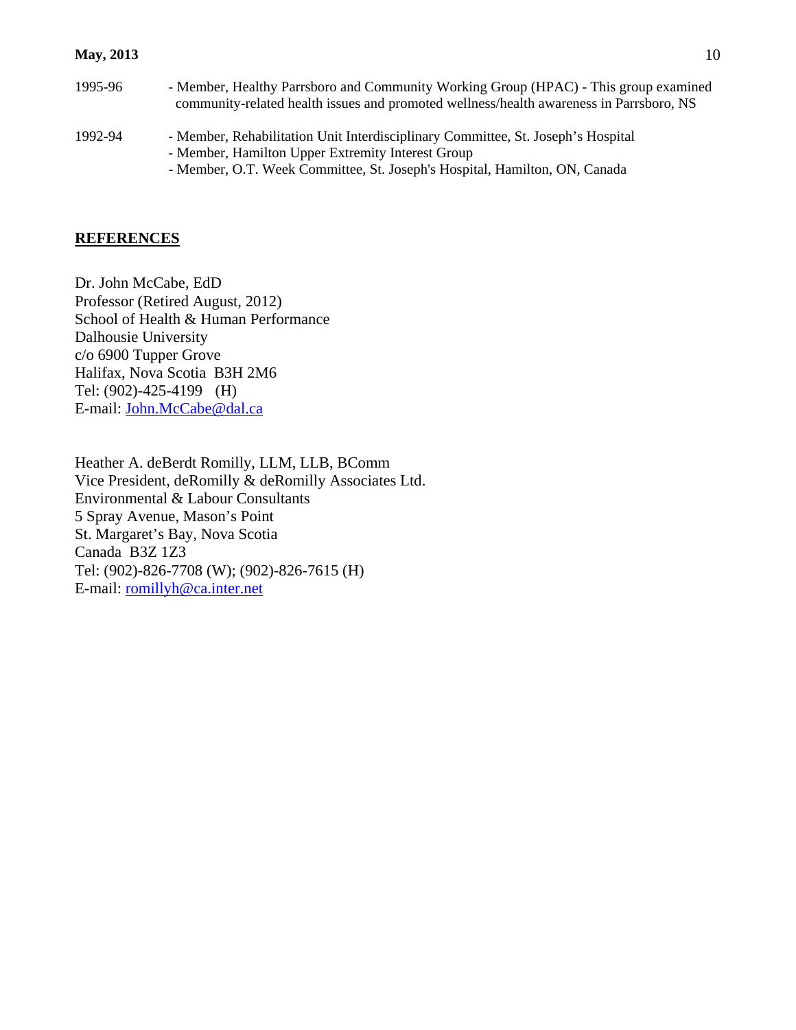1995-96 - Member, Healthy Parrsboro and Community Working Group (HPAC) - This group examined community-related health issues and promoted wellness/health awareness in Parrsboro, NS

1992-94 - Member, Rehabilitation Unit Interdisciplinary Committee, St. Joseph's Hospital
- Member, Hamilton Upper Extremity Interest Group
- Member, O.T. Week Committee, St. Joseph's Hospital, Hamilton, ON, Canada

## REFERENCES

Dr. John McCabe, EdD
Professor (Retired August, 2012)
School of Health & Human Performance
Dalhousie University
c/o 6900 Tupper Grove
Halifax, Nova Scotia B3H 2M6
Tel: (902)-425-4199 (H)
E-mail: John.McCabe@dal.ca

Heather A. deBerdt Romilly, LLM, LLB, BComm
Vice President, deRomilly & deRomilly Associates Ltd.
Environmental & Labour Consultants
5 Spray Avenue, Mason's Point
St. Margaret's Bay, Nova Scotia
Canada B3Z 1Z3
Tel: (902)-826-7708 (W); (902)-826-7615 (H)
E-mail: romillyh@ca.inter.net